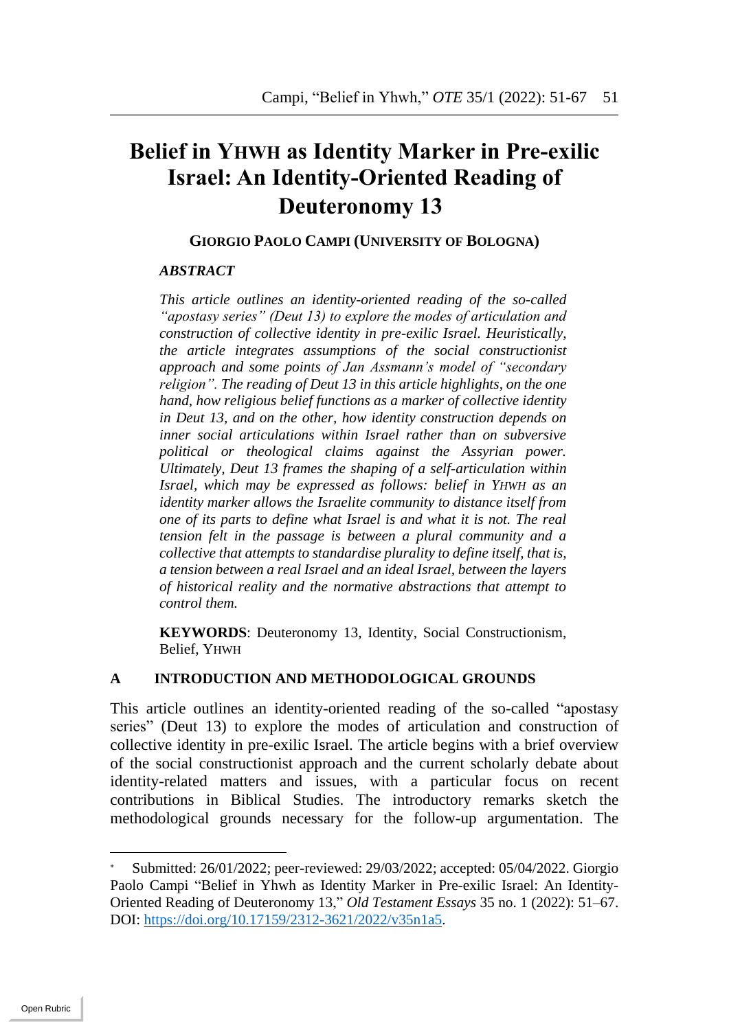# Belief in YHWH as Identity Marker in Pre-exilic Israel: An Identity-Oriented Reading of Deuteronomy 13

**GIORGIO PAOLO CAMPI (UNIVERSITY OF BOLOGNA)**

***ABSTRACT***

*This article outlines an identity-oriented reading of the so-called "apostasy series" (Deut 13) to explore the modes of articulation and construction of collective identity in pre-exilic Israel. Heuristically, the article integrates assumptions of the social constructionist approach and some points of Jan Assmann's model of "secondary religion". The reading of Deut 13 in this article highlights, on the one hand, how religious belief functions as a marker of collective identity in Deut 13, and on the other, how identity construction depends on inner social articulations within Israel rather than on subversive political or theological claims against the Assyrian power. Ultimately, Deut 13 frames the shaping of a self-articulation within Israel, which may be expressed as follows: belief in YHWH as an identity marker allows the Israelite community to distance itself from one of its parts to define what Israel is and what it is not. The real tension felt in the passage is between a plural community and a collective that attempts to standardise plurality to define itself, that is, a tension between a real Israel and an ideal Israel, between the layers of historical reality and the normative abstractions that attempt to control them.*

**KEYWORDS**: Deuteronomy 13, Identity, Social Constructionism, Belief, YHWH

## A INTRODUCTION AND METHODOLOGICAL GROUNDS

This article outlines an identity-oriented reading of the so-called "apostasy series" (Deut 13) to explore the modes of articulation and construction of collective identity in pre-exilic Israel. The article begins with a brief overview of the social constructionist approach and the current scholarly debate about identity-related matters and issues, with a particular focus on recent contributions in Biblical Studies. The introductory remarks sketch the methodological grounds necessary for the follow-up argumentation. The

---

* Submitted: 26/01/2022; peer-reviewed: 29/03/2022; accepted: 05/04/2022. Giorgio Paolo Campi "Belief in Yhwh as Identity Marker in Pre-exilic Israel: An Identity-Oriented Reading of Deuteronomy 13," *Old Testament Essays* 35 no. 1 (2022): 51–67. DOI: https://doi.org/10.17159/2312-3621/2022/v35n1a5.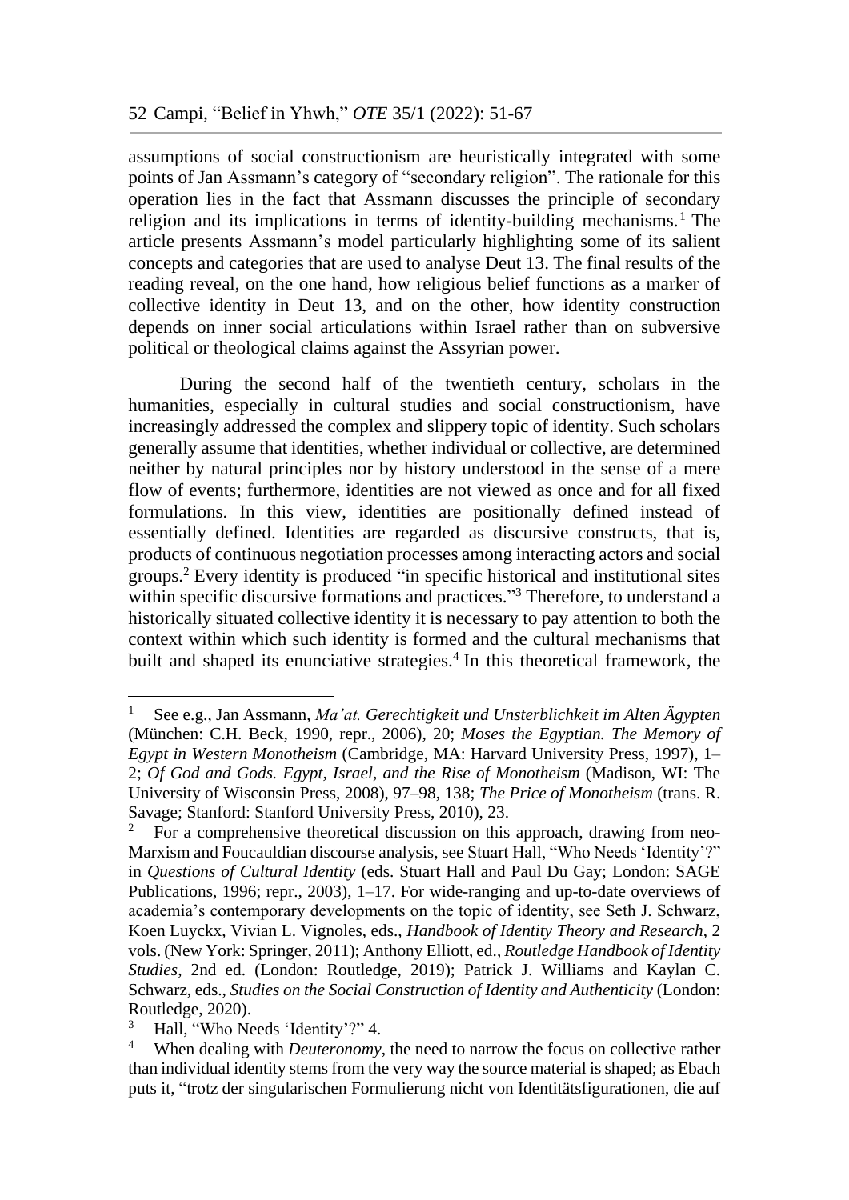assumptions of social constructionism are heuristically integrated with some points of Jan Assmann's category of "secondary religion". The rationale for this operation lies in the fact that Assmann discusses the principle of secondary religion and its implications in terms of identity-building mechanisms.[1] The article presents Assmann's model particularly highlighting some of its salient concepts and categories that are used to analyse Deut 13. The final results of the reading reveal, on the one hand, how religious belief functions as a marker of collective identity in Deut 13, and on the other, how identity construction depends on inner social articulations within Israel rather than on subversive political or theological claims against the Assyrian power.

During the second half of the twentieth century, scholars in the humanities, especially in cultural studies and social constructionism, have increasingly addressed the complex and slippery topic of identity. Such scholars generally assume that identities, whether individual or collective, are determined neither by natural principles nor by history understood in the sense of a mere flow of events; furthermore, identities are not viewed as once and for all fixed formulations. In this view, identities are positionally defined instead of essentially defined. Identities are regarded as discursive constructs, that is, products of continuous negotiation processes among interacting actors and social groups.[2] Every identity is produced "in specific historical and institutional sites within specific discursive formations and practices."[3] Therefore, to understand a historically situated collective identity it is necessary to pay attention to both the context within which such identity is formed and the cultural mechanisms that built and shaped its enunciative strategies.[4] In this theoretical framework, the

---

[1] See e.g., Jan Assmann, *Ma'at. Gerechtigkeit und Unsterblichkeit im Alten Ägypten* (München: C.H. Beck, 1990, repr., 2006), 20; *Moses the Egyptian. The Memory of Egypt in Western Monotheism* (Cambridge, MA: Harvard University Press, 1997), 1–2; *Of God and Gods. Egypt, Israel, and the Rise of Monotheism* (Madison, WI: The University of Wisconsin Press, 2008), 97–98, 138; *The Price of Monotheism* (trans. R. Savage; Stanford: Stanford University Press, 2010), 23.

[2] For a comprehensive theoretical discussion on this approach, drawing from neo-Marxism and Foucauldian discourse analysis, see Stuart Hall, "Who Needs 'Identity'?" in *Questions of Cultural Identity* (eds. Stuart Hall and Paul Du Gay; London: SAGE Publications, 1996; repr., 2003), 1–17. For wide-ranging and up-to-date overviews of academia's contemporary developments on the topic of identity, see Seth J. Schwarz, Koen Luyckx, Vivian L. Vignoles, eds., *Handbook of Identity Theory and Research*, 2 vols. (New York: Springer, 2011); Anthony Elliott, ed., *Routledge Handbook of Identity Studies*, 2nd ed. (London: Routledge, 2019); Patrick J. Williams and Kaylan C. Schwarz, eds., *Studies on the Social Construction of Identity and Authenticity* (London: Routledge, 2020).

[3] Hall, "Who Needs 'Identity'?" 4.

[4] When dealing with *Deuteronomy*, the need to narrow the focus on collective rather than individual identity stems from the very way the source material is shaped; as Ebach puts it, "trotz der singularischen Formulierung nicht von Identitätsfigurationen, die auf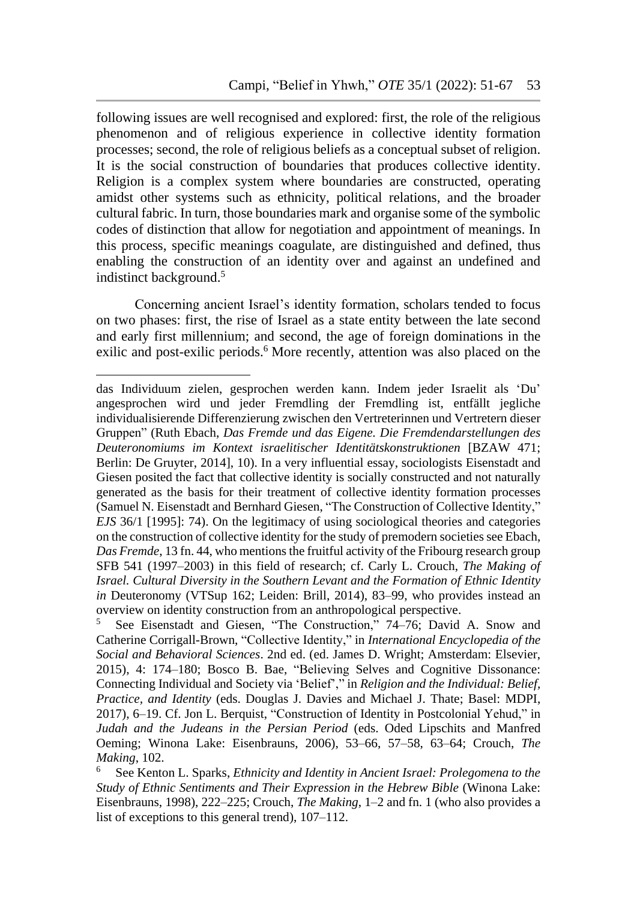following issues are well recognised and explored: first, the role of the religious phenomenon and of religious experience in collective identity formation processes; second, the role of religious beliefs as a conceptual subset of religion. It is the social construction of boundaries that produces collective identity. Religion is a complex system where boundaries are constructed, operating amidst other systems such as ethnicity, political relations, and the broader cultural fabric. In turn, those boundaries mark and organise some of the symbolic codes of distinction that allow for negotiation and appointment of meanings. In this process, specific meanings coagulate, are distinguished and defined, thus enabling the construction of an identity over and against an undefined and indistinct background.[5]

Concerning ancient Israel's identity formation, scholars tended to focus on two phases: first, the rise of Israel as a state entity between the late second and early first millennium; and second, the age of foreign dominations in the exilic and post-exilic periods.[6] More recently, attention was also placed on the

---

das Individuum zielen, gesprochen werden kann. Indem jeder Israelit als 'Du' angesprochen wird und jeder Fremdling der Fremdling ist, entfällt jegliche individualisierende Differenzierung zwischen den Vertreterinnen und Vertretern dieser Gruppen" (Ruth Ebach, *Das Fremde und das Eigene. Die Fremdendarstellungen des Deuteronomiums im Kontext israelitischer Identitätskonstruktionen* [BZAW 471; Berlin: De Gruyter, 2014], 10). In a very influential essay, sociologists Eisenstadt and Giesen posited the fact that collective identity is socially constructed and not naturally generated as the basis for their treatment of collective identity formation processes (Samuel N. Eisenstadt and Bernhard Giesen, "The Construction of Collective Identity," *EJS* 36/1 [1995]: 74). On the legitimacy of using sociological theories and categories on the construction of collective identity for the study of premodern societies see Ebach, *Das Fremde*, 13 fn. 44, who mentions the fruitful activity of the Fribourg research group SFB 541 (1997–2003) in this field of research; cf. Carly L. Crouch, *The Making of Israel. Cultural Diversity in the Southern Levant and the Formation of Ethnic Identity in* Deuteronomy (VTSup 162; Leiden: Brill, 2014), 83–99, who provides instead an overview on identity construction from an anthropological perspective.

[5] See Eisenstadt and Giesen, "The Construction," 74–76; David A. Snow and Catherine Corrigall-Brown, "Collective Identity," in *International Encyclopedia of the Social and Behavioral Sciences*. 2nd ed. (ed. James D. Wright; Amsterdam: Elsevier, 2015), 4: 174–180; Bosco B. Bae, "Believing Selves and Cognitive Dissonance: Connecting Individual and Society via 'Belief'," in *Religion and the Individual: Belief, Practice, and Identity* (eds. Douglas J. Davies and Michael J. Thate; Basel: MDPI, 2017), 6–19. Cf. Jon L. Berquist, "Construction of Identity in Postcolonial Yehud," in *Judah and the Judeans in the Persian Period* (eds. Oded Lipschits and Manfred Oeming; Winona Lake: Eisenbrauns, 2006), 53–66, 57–58, 63–64; Crouch, *The Making*, 102.

[6] See Kenton L. Sparks, *Ethnicity and Identity in Ancient Israel: Prolegomena to the Study of Ethnic Sentiments and Their Expression in the Hebrew Bible* (Winona Lake: Eisenbrauns, 1998), 222–225; Crouch, *The Making*, 1–2 and fn. 1 (who also provides a list of exceptions to this general trend), 107–112.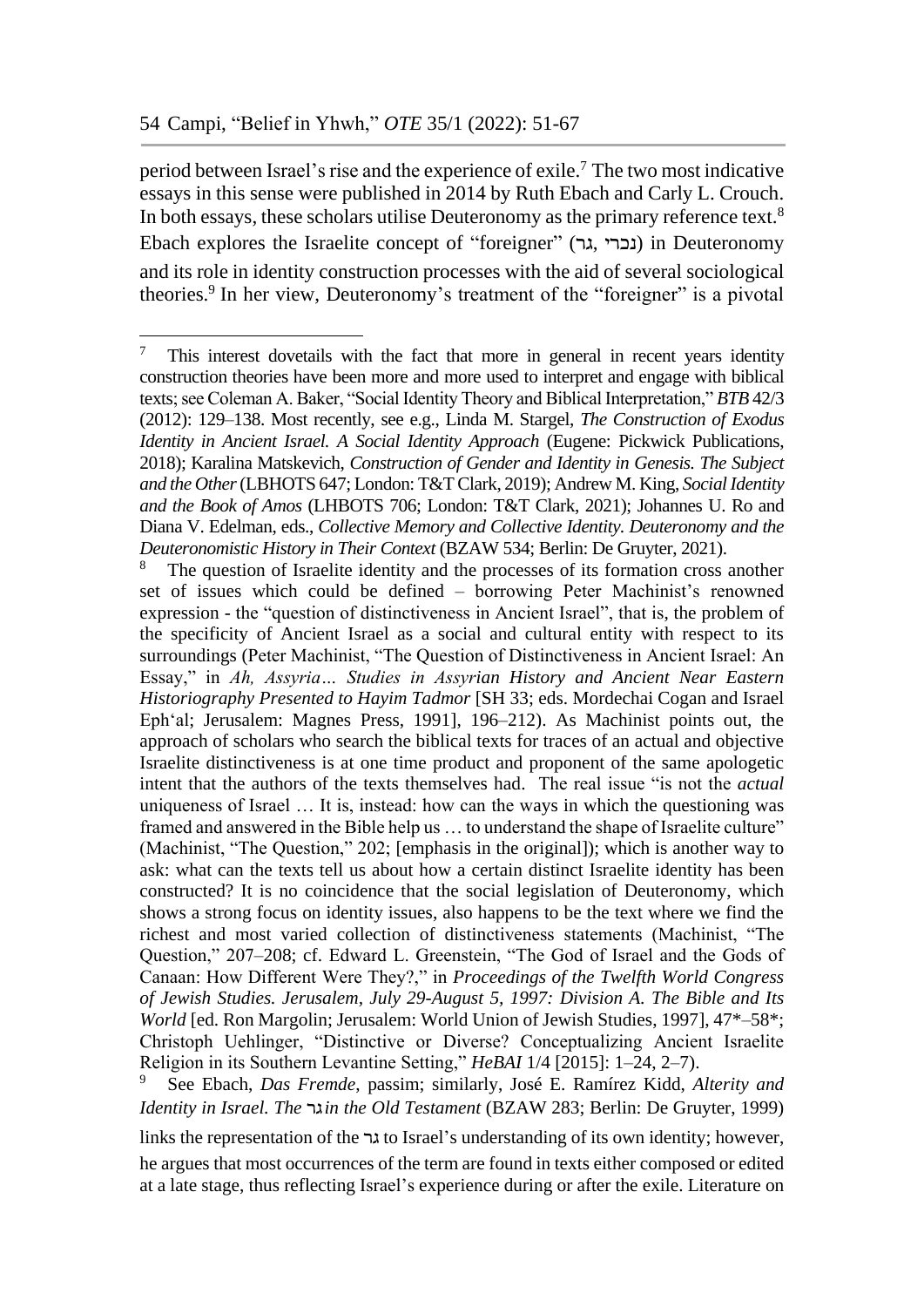period between Israel's rise and the experience of exile.[7] The two most indicative essays in this sense were published in 2014 by Ruth Ebach and Carly L. Crouch. In both essays, these scholars utilise Deuteronomy as the primary reference text.[8] Ebach explores the Israelite concept of "foreigner" (נכרי, גר) in Deuteronomy and its role in identity construction processes with the aid of several sociological theories.[9] In her view, Deuteronomy's treatment of the "foreigner" is a pivotal

---

[7] This interest dovetails with the fact that more in general in recent years identity construction theories have been more and more used to interpret and engage with biblical texts; see Coleman A. Baker, "Social Identity Theory and Biblical Interpretation," *BTB* 42/3 (2012): 129–138. Most recently, see e.g., Linda M. Stargel, *The Construction of Exodus Identity in Ancient Israel. A Social Identity Approach* (Eugene: Pickwick Publications, 2018); Karalina Matskevich, *Construction of Gender and Identity in Genesis. The Subject and the Other* (LBHOTS 647; London: T&T Clark, 2019); Andrew M. King, *Social Identity and the Book of Amos* (LHBOTS 706; London: T&T Clark, 2021); Johannes U. Ro and Diana V. Edelman, eds., *Collective Memory and Collective Identity. Deuteronomy and the Deuteronomistic History in Their Context* (BZAW 534; Berlin: De Gruyter, 2021).

[8] The question of Israelite identity and the processes of its formation cross another set of issues which could be defined – borrowing Peter Machinist's renowned expression - the "question of distinctiveness in Ancient Israel", that is, the problem of the specificity of Ancient Israel as a social and cultural entity with respect to its surroundings (Peter Machinist, "The Question of Distinctiveness in Ancient Israel: An Essay," in *Ah, Assyria… Studies in Assyrian History and Ancient Near Eastern Historiography Presented to Hayim Tadmor* [SH 33; eds. Mordechai Cogan and Israel Eph'al; Jerusalem: Magnes Press, 1991], 196–212). As Machinist points out, the approach of scholars who search the biblical texts for traces of an actual and objective Israelite distinctiveness is at one time product and proponent of the same apologetic intent that the authors of the texts themselves had. The real issue "is not the *actual* uniqueness of Israel … It is, instead: how can the ways in which the questioning was framed and answered in the Bible help us … to understand the shape of Israelite culture" (Machinist, "The Question," 202; [emphasis in the original]); which is another way to ask: what can the texts tell us about how a certain distinct Israelite identity has been constructed? It is no coincidence that the social legislation of Deuteronomy, which shows a strong focus on identity issues, also happens to be the text where we find the richest and most varied collection of distinctiveness statements (Machinist, "The Question," 207–208; cf. Edward L. Greenstein, "The God of Israel and the Gods of Canaan: How Different Were They?," in *Proceedings of the Twelfth World Congress of Jewish Studies. Jerusalem, July 29-August 5, 1997: Division A. The Bible and Its World* [ed. Ron Margolin; Jerusalem: World Union of Jewish Studies, 1997], 47*–58*; Christoph Uehlinger, "Distinctive or Diverse? Conceptualizing Ancient Israelite Religion in its Southern Levantine Setting," *HeBAI* 1/4 [2015]: 1–24, 2–7).

[9] See Ebach, *Das Fremde*, passim; similarly, José E. Ramírez Kidd, *Alterity and Identity in Israel. The* גר *in the Old Testament* (BZAW 283; Berlin: De Gruyter, 1999) links the representation of the גר to Israel's understanding of its own identity; however, he argues that most occurrences of the term are found in texts either composed or edited at a late stage, thus reflecting Israel's experience during or after the exile. Literature on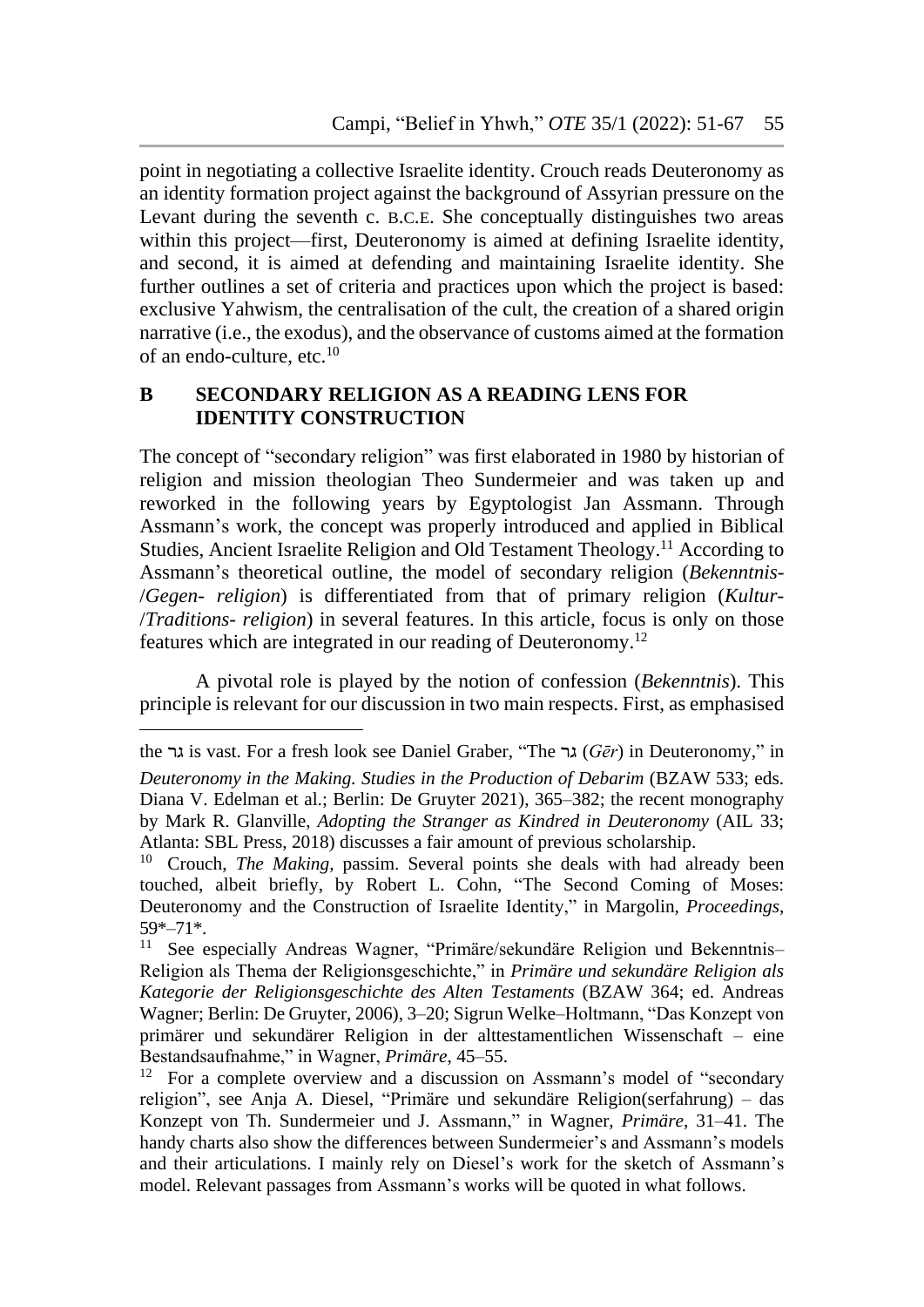point in negotiating a collective Israelite identity. Crouch reads Deuteronomy as an identity formation project against the background of Assyrian pressure on the Levant during the seventh c. B.C.E. She conceptually distinguishes two areas within this project—first, Deuteronomy is aimed at defining Israelite identity, and second, it is aimed at defending and maintaining Israelite identity. She further outlines a set of criteria and practices upon which the project is based: exclusive Yahwism, the centralisation of the cult, the creation of a shared origin narrative (i.e., the exodus), and the observance of customs aimed at the formation of an endo-culture, etc.[10]

## B SECONDARY RELIGION AS A READING LENS FOR IDENTITY CONSTRUCTION

The concept of "secondary religion" was first elaborated in 1980 by historian of religion and mission theologian Theo Sundermeier and was taken up and reworked in the following years by Egyptologist Jan Assmann. Through Assmann's work, the concept was properly introduced and applied in Biblical Studies, Ancient Israelite Religion and Old Testament Theology.[11] According to Assmann's theoretical outline, the model of secondary religion (*Bekenntnis-*/*Gegen- religion*) is differentiated from that of primary religion (*Kultur-*/*Traditions- religion*) in several features. In this article, focus is only on those features which are integrated in our reading of Deuteronomy.[12]

A pivotal role is played by the notion of confession (*Bekenntnis*). This principle is relevant for our discussion in two main respects. First, as emphasised

---

the גר is vast. For a fresh look see Daniel Graber, "The גר (*Gēr*) in Deuteronomy," in *Deuteronomy in the Making. Studies in the Production of Debarim* (BZAW 533; eds. Diana V. Edelman et al.; Berlin: De Gruyter 2021), 365–382; the recent monography by Mark R. Glanville, *Adopting the Stranger as Kindred in Deuteronomy* (AIL 33; Atlanta: SBL Press, 2018) discusses a fair amount of previous scholarship.

[10] Crouch, *The Making*, passim. Several points she deals with had already been touched, albeit briefly, by Robert L. Cohn, "The Second Coming of Moses: Deuteronomy and the Construction of Israelite Identity," in Margolin, *Proceedings*, 59*–71*.

[11] See especially Andreas Wagner, "Primäre/sekundäre Religion und Bekenntnis–Religion als Thema der Religionsgeschichte," in *Primäre und sekundäre Religion als Kategorie der Religionsgeschichte des Alten Testaments* (BZAW 364; ed. Andreas Wagner; Berlin: De Gruyter, 2006), 3–20; Sigrun Welke–Holtmann, "Das Konzept von primärer und sekundärer Religion in der alttestamentlichen Wissenschaft – eine Bestandsaufnahme," in Wagner, *Primäre*, 45–55.

[12] For a complete overview and a discussion on Assmann's model of "secondary religion", see Anja A. Diesel, "Primäre und sekundäre Religion(serfahrung) – das Konzept von Th. Sundermeier und J. Assmann," in Wagner, *Primäre*, 31–41. The handy charts also show the differences between Sundermeier's and Assmann's models and their articulations. I mainly rely on Diesel's work for the sketch of Assmann's model. Relevant passages from Assmann's works will be quoted in what follows.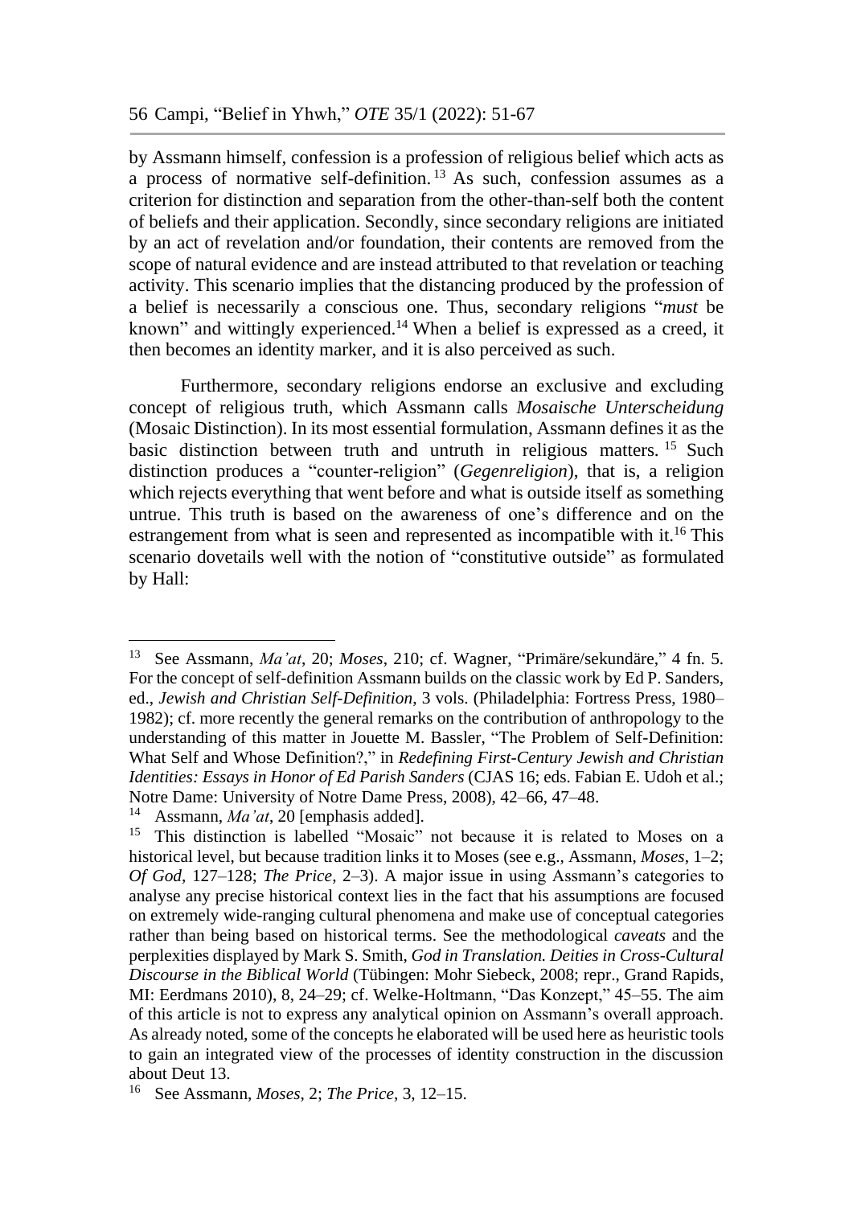by Assmann himself, confession is a profession of religious belief which acts as a process of normative self-definition.[13] As such, confession assumes as a criterion for distinction and separation from the other-than-self both the content of beliefs and their application. Secondly, since secondary religions are initiated by an act of revelation and/or foundation, their contents are removed from the scope of natural evidence and are instead attributed to that revelation or teaching activity. This scenario implies that the distancing produced by the profession of a belief is necessarily a conscious one. Thus, secondary religions "*must* be known" and wittingly experienced.[14] When a belief is expressed as a creed, it then becomes an identity marker, and it is also perceived as such.

Furthermore, secondary religions endorse an exclusive and excluding concept of religious truth, which Assmann calls *Mosaische Unterscheidung* (Mosaic Distinction). In its most essential formulation, Assmann defines it as the basic distinction between truth and untruth in religious matters.[15] Such distinction produces a "counter-religion" (*Gegenreligion*), that is, a religion which rejects everything that went before and what is outside itself as something untrue. This truth is based on the awareness of one's difference and on the estrangement from what is seen and represented as incompatible with it.[16] This scenario dovetails well with the notion of "constitutive outside" as formulated by Hall:

---

[13] See Assmann, *Ma'at*, 20; *Moses*, 210; cf. Wagner, "Primäre/sekundäre," 4 fn. 5. For the concept of self-definition Assmann builds on the classic work by Ed P. Sanders, ed., *Jewish and Christian Self-Definition*, 3 vols. (Philadelphia: Fortress Press, 1980–1982); cf. more recently the general remarks on the contribution of anthropology to the understanding of this matter in Jouette M. Bassler, "The Problem of Self-Definition: What Self and Whose Definition?," in *Redefining First-Century Jewish and Christian Identities: Essays in Honor of Ed Parish Sanders* (CJAS 16; eds. Fabian E. Udoh et al.; Notre Dame: University of Notre Dame Press, 2008), 42–66, 47–48.

[14] Assmann, *Ma'at*, 20 [emphasis added].

[15] This distinction is labelled "Mosaic" not because it is related to Moses on a historical level, but because tradition links it to Moses (see e.g., Assmann, *Moses*, 1–2; *Of God*, 127–128; *The Price*, 2–3). A major issue in using Assmann's categories to analyse any precise historical context lies in the fact that his assumptions are focused on extremely wide-ranging cultural phenomena and make use of conceptual categories rather than being based on historical terms. See the methodological *caveats* and the perplexities displayed by Mark S. Smith, *God in Translation. Deities in Cross-Cultural Discourse in the Biblical World* (Tübingen: Mohr Siebeck, 2008; repr., Grand Rapids, MI: Eerdmans 2010), 8, 24–29; cf. Welke-Holtmann, "Das Konzept," 45–55. The aim of this article is not to express any analytical opinion on Assmann's overall approach. As already noted, some of the concepts he elaborated will be used here as heuristic tools to gain an integrated view of the processes of identity construction in the discussion about Deut 13.

[16] See Assmann, *Moses*, 2; *The Price*, 3, 12–15.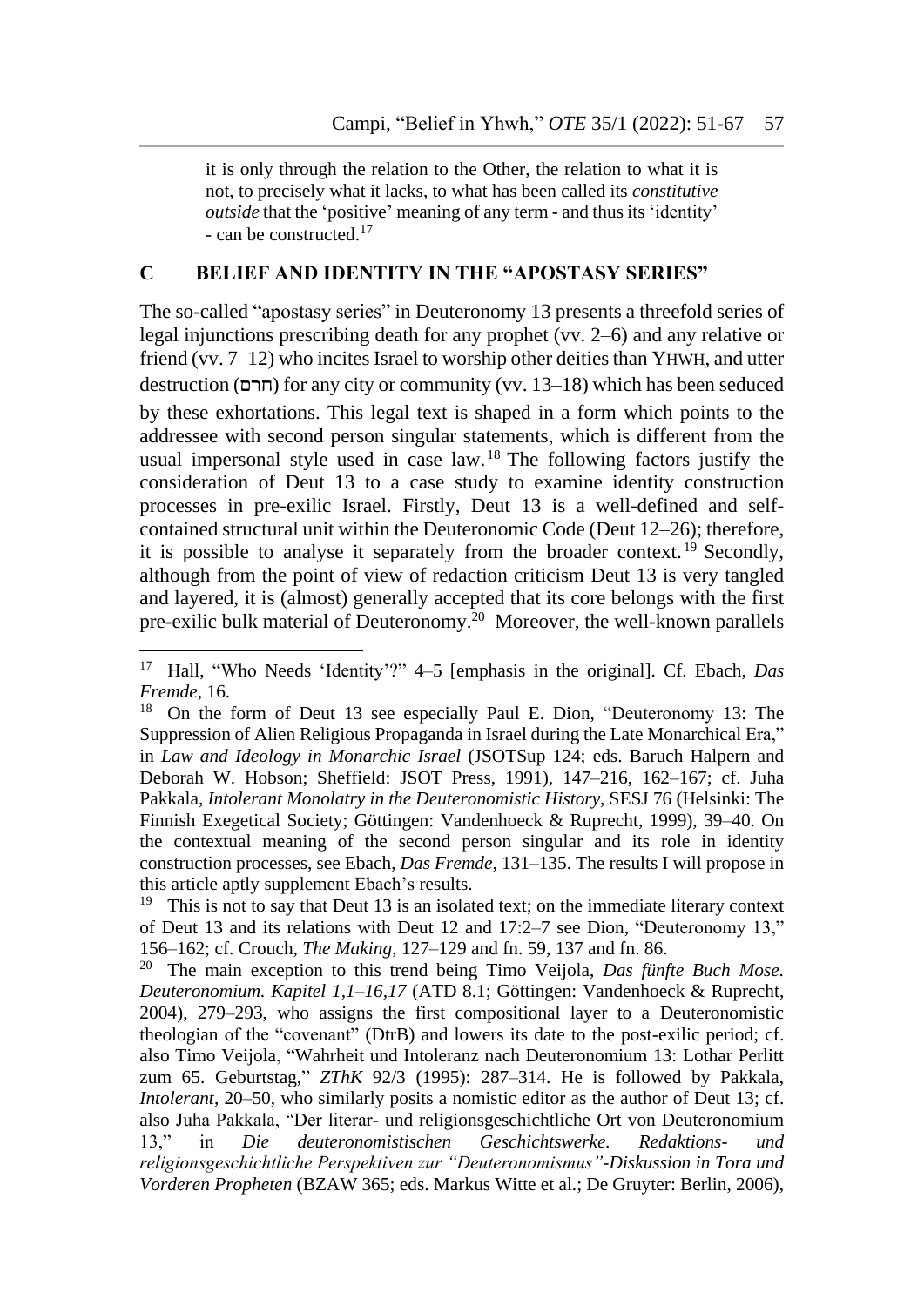it is only through the relation to the Other, the relation to what it is not, to precisely what it lacks, to what has been called its *constitutive outside* that the 'positive' meaning of any term - and thus its 'identity' - can be constructed.[17]

## C BELIEF AND IDENTITY IN THE "APOSTASY SERIES"

The so-called "apostasy series" in Deuteronomy 13 presents a threefold series of legal injunctions prescribing death for any prophet (vv. 2–6) and any relative or friend (vv. 7–12) who incites Israel to worship other deities than YHWH, and utter destruction (חרם) for any city or community (vv. 13–18) which has been seduced by these exhortations. This legal text is shaped in a form which points to the addressee with second person singular statements, which is different from the usual impersonal style used in case law.[18] The following factors justify the consideration of Deut 13 to a case study to examine identity construction processes in pre-exilic Israel. Firstly, Deut 13 is a well-defined and self-contained structural unit within the Deuteronomic Code (Deut 12–26); therefore, it is possible to analyse it separately from the broader context.[19] Secondly, although from the point of view of redaction criticism Deut 13 is very tangled and layered, it is (almost) generally accepted that its core belongs with the first pre-exilic bulk material of Deuteronomy.[20] Moreover, the well-known parallels

---

[17] Hall, "Who Needs 'Identity'?" 4–5 [emphasis in the original]. Cf. Ebach, *Das Fremde*, 16.

[18] On the form of Deut 13 see especially Paul E. Dion, "Deuteronomy 13: The Suppression of Alien Religious Propaganda in Israel during the Late Monarchical Era," in *Law and Ideology in Monarchic Israel* (JSOTSup 124; eds. Baruch Halpern and Deborah W. Hobson; Sheffield: JSOT Press, 1991), 147–216, 162–167; cf. Juha Pakkala, *Intolerant Monolatry in the Deuteronomistic History*, SESJ 76 (Helsinki: The Finnish Exegetical Society; Göttingen: Vandenhoeck & Ruprecht, 1999), 39–40. On the contextual meaning of the second person singular and its role in identity construction processes, see Ebach, *Das Fremde*, 131–135. The results I will propose in this article aptly supplement Ebach's results.

[19] This is not to say that Deut 13 is an isolated text; on the immediate literary context of Deut 13 and its relations with Deut 12 and 17:2–7 see Dion, "Deuteronomy 13," 156–162; cf. Crouch, *The Making*, 127–129 and fn. 59, 137 and fn. 86.

[20] The main exception to this trend being Timo Veijola, *Das fünfte Buch Mose. Deuteronomium. Kapitel 1,1–16,17* (ATD 8.1; Göttingen: Vandenhoeck & Ruprecht, 2004), 279–293, who assigns the first compositional layer to a Deuteronomistic theologian of the "covenant" (DtrB) and lowers its date to the post-exilic period; cf. also Timo Veijola, "Wahrheit und Intoleranz nach Deuteronomium 13: Lothar Perlitt zum 65. Geburtstag," *ZThK* 92/3 (1995): 287–314. He is followed by Pakkala, *Intolerant*, 20–50, who similarly posits a nomistic editor as the author of Deut 13; cf. also Juha Pakkala, "Der literar- und religionsgeschichtliche Ort von Deuteronomium 13," in *Die deuteronomistischen Geschichtswerke. Redaktions- und religionsgeschichtliche Perspektiven zur "Deuteronomismus"-Diskussion in Tora und Vorderen Propheten* (BZAW 365; eds. Markus Witte et al.; De Gruyter: Berlin, 2006),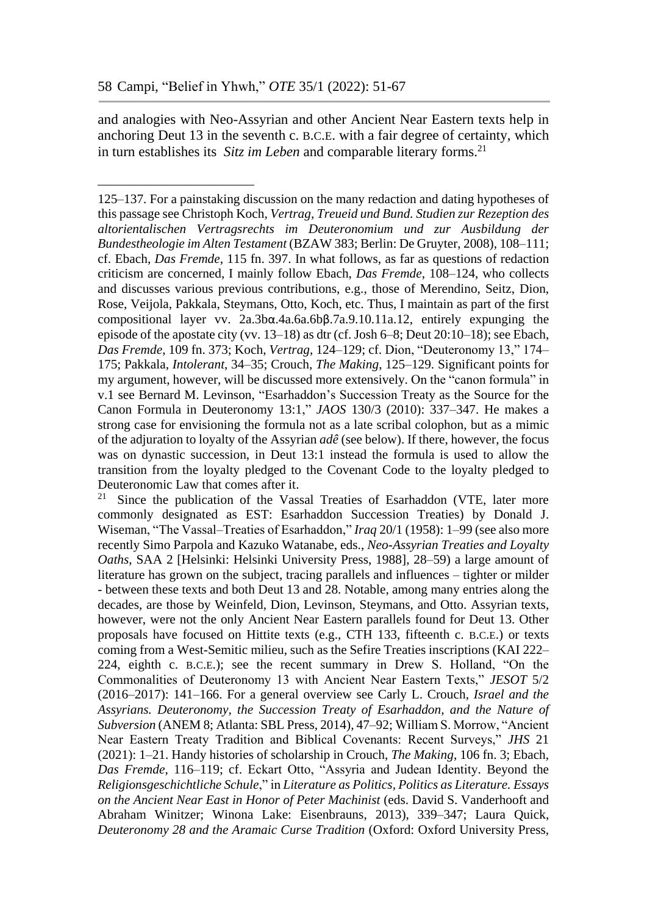and analogies with Neo-Assyrian and other Ancient Near Eastern texts help in anchoring Deut 13 in the seventh c. B.C.E. with a fair degree of certainty, which in turn establishes its *Sitz im Leben* and comparable literary forms.[21]

---

125–137. For a painstaking discussion on the many redaction and dating hypotheses of this passage see Christoph Koch, *Vertrag, Treueid und Bund. Studien zur Rezeption des altorientalischen Vertragsrechts im Deuteronomium und zur Ausbildung der Bundestheologie im Alten Testament* (BZAW 383; Berlin: De Gruyter, 2008), 108–111; cf. Ebach, *Das Fremde*, 115 fn. 397. In what follows, as far as questions of redaction criticism are concerned, I mainly follow Ebach, *Das Fremde*, 108–124, who collects and discusses various previous contributions, e.g., those of Merendino, Seitz, Dion, Rose, Veijola, Pakkala, Steymans, Otto, Koch, etc. Thus, I maintain as part of the first compositional layer vv. 2a.3bα.4a.6a.6bβ.7a.9.10.11a.12, entirely expunging the episode of the apostate city (vv. 13–18) as dtr (cf. Josh 6–8; Deut 20:10–18); see Ebach, *Das Fremde*, 109 fn. 373; Koch, *Vertrag*, 124–129; cf. Dion, "Deuteronomy 13," 174–175; Pakkala, *Intolerant*, 34–35; Crouch, *The Making*, 125–129. Significant points for my argument, however, will be discussed more extensively. On the "canon formula" in v.1 see Bernard M. Levinson, "Esarhaddon's Succession Treaty as the Source for the Canon Formula in Deuteronomy 13:1," *JAOS* 130/3 (2010): 337–347. He makes a strong case for envisioning the formula not as a late scribal colophon, but as a mimic of the adjuration to loyalty of the Assyrian *adê* (see below). If there, however, the focus was on dynastic succession, in Deut 13:1 instead the formula is used to allow the transition from the loyalty pledged to the Covenant Code to the loyalty pledged to Deuteronomic Law that comes after it.

[21] Since the publication of the Vassal Treaties of Esarhaddon (VTE, later more commonly designated as EST: Esarhaddon Succession Treaties) by Donald J. Wiseman, "The Vassal–Treaties of Esarhaddon," *Iraq* 20/1 (1958): 1–99 (see also more recently Simo Parpola and Kazuko Watanabe, eds., *Neo-Assyrian Treaties and Loyalty Oaths*, SAA 2 [Helsinki: Helsinki University Press, 1988], 28–59) a large amount of literature has grown on the subject, tracing parallels and influences – tighter or milder - between these texts and both Deut 13 and 28. Notable, among many entries along the decades, are those by Weinfeld, Dion, Levinson, Steymans, and Otto. Assyrian texts, however, were not the only Ancient Near Eastern parallels found for Deut 13. Other proposals have focused on Hittite texts (e.g., CTH 133, fifteenth c. B.C.E.) or texts coming from a West-Semitic milieu, such as the Sefire Treaties inscriptions (KAI 222–224, eighth c. B.C.E.); see the recent summary in Drew S. Holland, "On the Commonalities of Deuteronomy 13 with Ancient Near Eastern Texts," *JESOT* 5/2 (2016–2017): 141–166. For a general overview see Carly L. Crouch, *Israel and the Assyrians. Deuteronomy, the Succession Treaty of Esarhaddon, and the Nature of Subversion* (ANEM 8; Atlanta: SBL Press, 2014), 47–92; William S. Morrow, "Ancient Near Eastern Treaty Tradition and Biblical Covenants: Recent Surveys," *JHS* 21 (2021): 1–21. Handy histories of scholarship in Crouch, *The Making*, 106 fn. 3; Ebach, *Das Fremde*, 116–119; cf. Eckart Otto, "Assyria and Judean Identity. Beyond the *Religionsgeschichtliche Schule*," in *Literature as Politics, Politics as Literature. Essays on the Ancient Near East in Honor of Peter Machinist* (eds. David S. Vanderhooft and Abraham Winitzer; Winona Lake: Eisenbrauns, 2013), 339–347; Laura Quick, *Deuteronomy 28 and the Aramaic Curse Tradition* (Oxford: Oxford University Press,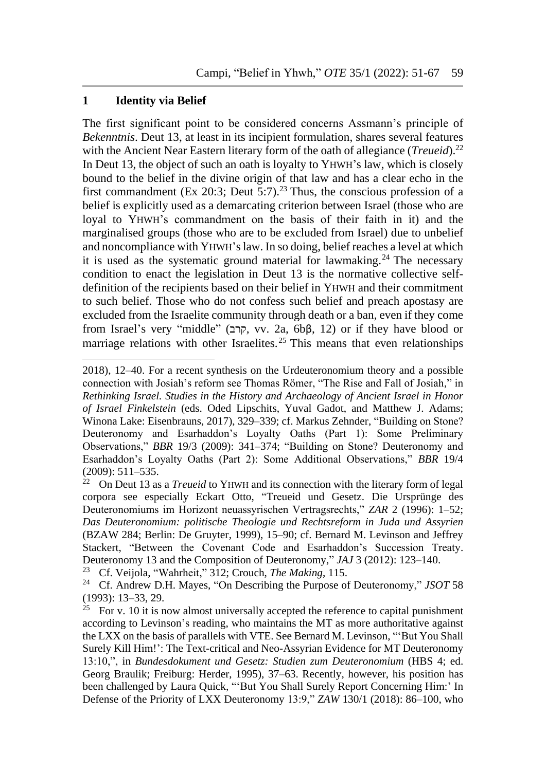## 1 Identity via Belief

The first significant point to be considered concerns Assmann's principle of *Bekenntnis*. Deut 13, at least in its incipient formulation, shares several features with the Ancient Near Eastern literary form of the oath of allegiance (*Treueid*).[22] In Deut 13, the object of such an oath is loyalty to YHWH's law, which is closely bound to the belief in the divine origin of that law and has a clear echo in the first commandment (Ex 20:3; Deut 5:7).[23] Thus, the conscious profession of a belief is explicitly used as a demarcating criterion between Israel (those who are loyal to YHWH's commandment on the basis of their faith in it) and the marginalised groups (those who are to be excluded from Israel) due to unbelief and noncompliance with YHWH's law. In so doing, belief reaches a level at which it is used as the systematic ground material for lawmaking.[24] The necessary condition to enact the legislation in Deut 13 is the normative collective self-definition of the recipients based on their belief in YHWH and their commitment to such belief. Those who do not confess such belief and preach apostasy are excluded from the Israelite community through death or a ban, even if they come from Israel's very "middle" (קרב, vv. 2a, 6bβ, 12) or if they have blood or marriage relations with other Israelites.[25] This means that even relationships

---

2018), 12–40. For a recent synthesis on the Urdeuteronomium theory and a possible connection with Josiah's reform see Thomas Römer, "The Rise and Fall of Josiah," in *Rethinking Israel. Studies in the History and Archaeology of Ancient Israel in Honor of Israel Finkelstein* (eds. Oded Lipschits, Yuval Gadot, and Matthew J. Adams; Winona Lake: Eisenbrauns, 2017), 329–339; cf. Markus Zehnder, "Building on Stone? Deuteronomy and Esarhaddon's Loyalty Oaths (Part 1): Some Preliminary Observations," *BBR* 19/3 (2009): 341–374; "Building on Stone? Deuteronomy and Esarhaddon's Loyalty Oaths (Part 2): Some Additional Observations," *BBR* 19/4 (2009): 511–535.

[22] On Deut 13 as a *Treueid* to YHWH and its connection with the literary form of legal corpora see especially Eckart Otto, "Treueid und Gesetz. Die Ursprünge des Deuteronomiums im Horizont neuassyrischen Vertragsrechts," *ZAR* 2 (1996): 1–52; *Das Deuteronomium: politische Theologie und Rechtsreform in Juda und Assyrien* (BZAW 284; Berlin: De Gruyter, 1999), 15–90; cf. Bernard M. Levinson and Jeffrey Stackert, "Between the Covenant Code and Esarhaddon's Succession Treaty. Deuteronomy 13 and the Composition of Deuteronomy," *JAJ* 3 (2012): 123–140.

[23] Cf. Veijola, "Wahrheit," 312; Crouch, *The Making*, 115.

[24] Cf. Andrew D.H. Mayes, "On Describing the Purpose of Deuteronomy," *JSOT* 58 (1993): 13–33, 29.

[25] For v. 10 it is now almost universally accepted the reference to capital punishment according to Levinson's reading, who maintains the MT as more authoritative against the LXX on the basis of parallels with VTE. See Bernard M. Levinson, "'But You Shall Surely Kill Him!': The Text-critical and Neo-Assyrian Evidence for MT Deuteronomy 13:10,", in *Bundesdokument und Gesetz: Studien zum Deuteronomium* (HBS 4; ed. Georg Braulik; Freiburg: Herder, 1995), 37–63. Recently, however, his position has been challenged by Laura Quick, "'But You Shall Surely Report Concerning Him:' In Defense of the Priority of LXX Deuteronomy 13:9," *ZAW* 130/1 (2018): 86–100, who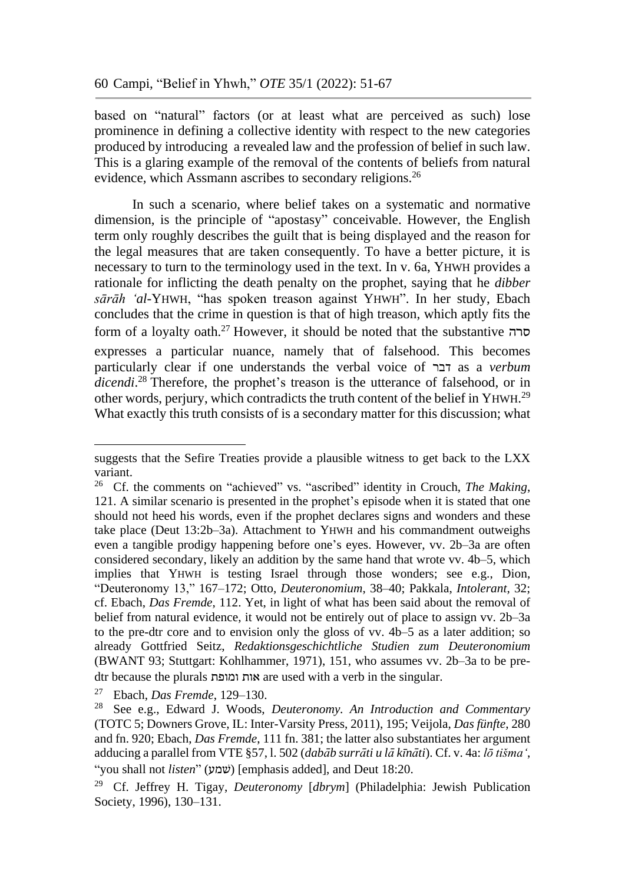based on "natural" factors (or at least what are perceived as such) lose prominence in defining a collective identity with respect to the new categories produced by introducing  a revealed law and the profession of belief in such law. This is a glaring example of the removal of the contents of beliefs from natural evidence, which Assmann ascribes to secondary religions.[26]

In such a scenario, where belief takes on a systematic and normative dimension, is the principle of "apostasy" conceivable. However, the English term only roughly describes the guilt that is being displayed and the reason for the legal measures that are taken consequently. To have a better picture, it is necessary to turn to the terminology used in the text. In v. 6a, YHWH provides a rationale for inflicting the death penalty on the prophet, saying that he *dibber sārāh ʻal*-YHWH, "has spoken treason against YHWH". In her study, Ebach concludes that the crime in question is that of high treason, which aptly fits the form of a loyalty oath.[27] However, it should be noted that the substantive סרה expresses a particular nuance, namely that of falsehood. This becomes particularly clear if one understands the verbal voice of דבר as a *verbum dicendi*.[28] Therefore, the prophet's treason is the utterance of falsehood, or in other words, perjury, which contradicts the truth content of the belief in YHWH.[29] What exactly this truth consists of is a secondary matter for this discussion; what

---

suggests that the Sefire Treaties provide a plausible witness to get back to the LXX variant.

[26] Cf. the comments on "achieved" vs. "ascribed" identity in Crouch, *The Making*, 121. A similar scenario is presented in the prophet's episode when it is stated that one should not heed his words, even if the prophet declares signs and wonders and these take place (Deut 13:2b–3a). Attachment to YHWH and his commandment outweighs even a tangible prodigy happening before one's eyes. However, vv. 2b–3a are often considered secondary, likely an addition by the same hand that wrote vv. 4b–5, which implies that YHWH is testing Israel through those wonders; see e.g., Dion, "Deuteronomy 13," 167–172; Otto, *Deuteronomium*, 38–40; Pakkala, *Intolerant*, 32; cf. Ebach, *Das Fremde*, 112. Yet, in light of what has been said about the removal of belief from natural evidence, it would not be entirely out of place to assign vv. 2b–3a to the pre-dtr core and to envision only the gloss of vv. 4b–5 as a later addition; so already Gottfried Seitz, *Redaktionsgeschichtliche Studien zum Deuteronomium* (BWANT 93; Stuttgart: Kohlhammer, 1971), 151, who assumes vv. 2b–3a to be pre-dtr because the plurals אות ומופת are used with a verb in the singular.

[27] Ebach, *Das Fremde*, 129–130.

[28] See e.g., Edward J. Woods, *Deuteronomy. An Introduction and Commentary* (TOTC 5; Downers Grove, IL: Inter-Varsity Press, 2011), 195; Veijola, *Das fünfte*, 280 and fn. 920; Ebach, *Das Fremde*, 111 fn. 381; the latter also substantiates her argument adducing a parallel from VTE §57, l. 502 (*dabāb surrāti u lā kīnāti*). Cf. v. 4a: *lō tišmaʻ*, "you shall not *listen*" (שמע) [emphasis added], and Deut 18:20.

[29] Cf. Jeffrey H. Tigay, *Deuteronomy* [*dbrym*] (Philadelphia: Jewish Publication Society, 1996), 130–131.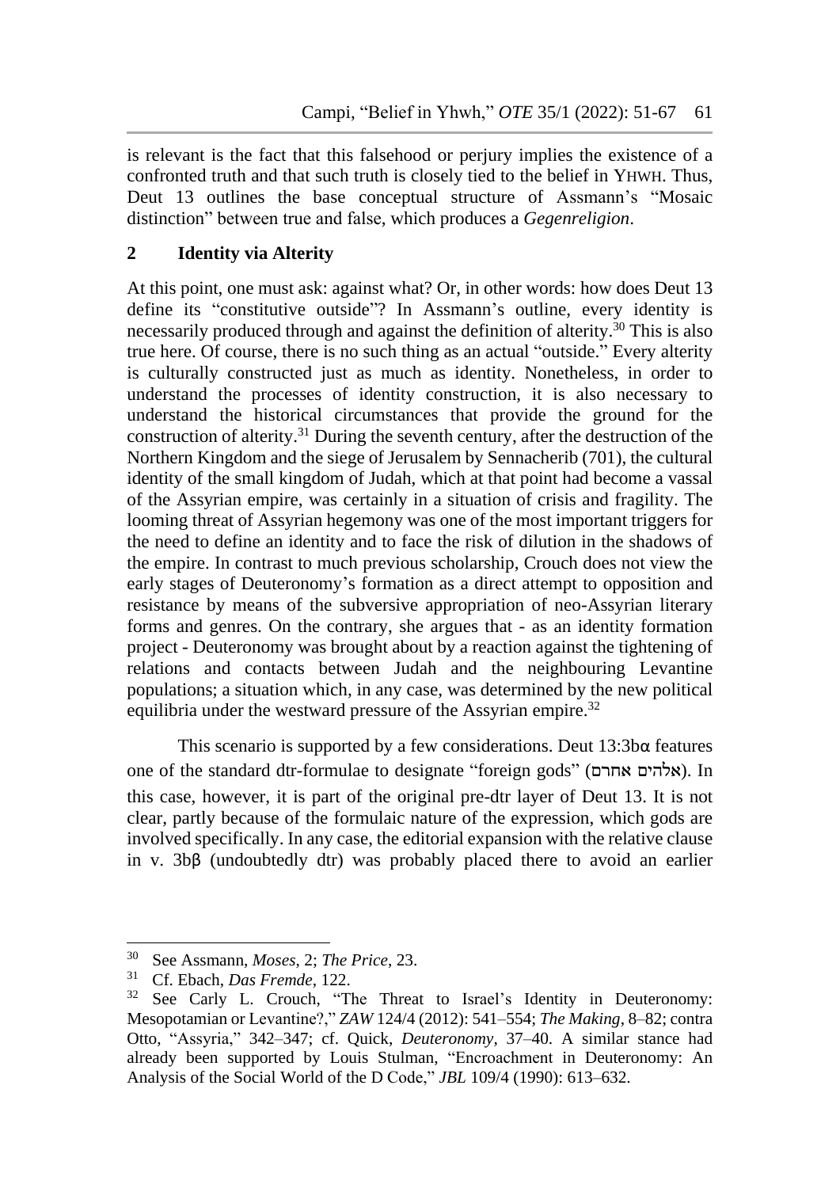is relevant is the fact that this falsehood or perjury implies the existence of a confronted truth and that such truth is closely tied to the belief in YHWH. Thus, Deut 13 outlines the base conceptual structure of Assmann's "Mosaic distinction" between true and false, which produces a *Gegenreligion*.

## 2 Identity via Alterity

At this point, one must ask: against what? Or, in other words: how does Deut 13 define its "constitutive outside"? In Assmann's outline, every identity is necessarily produced through and against the definition of alterity.[30] This is also true here. Of course, there is no such thing as an actual "outside." Every alterity is culturally constructed just as much as identity. Nonetheless, in order to understand the processes of identity construction, it is also necessary to understand the historical circumstances that provide the ground for the construction of alterity.[31] During the seventh century, after the destruction of the Northern Kingdom and the siege of Jerusalem by Sennacherib (701), the cultural identity of the small kingdom of Judah, which at that point had become a vassal of the Assyrian empire, was certainly in a situation of crisis and fragility. The looming threat of Assyrian hegemony was one of the most important triggers for the need to define an identity and to face the risk of dilution in the shadows of the empire. In contrast to much previous scholarship, Crouch does not view the early stages of Deuteronomy's formation as a direct attempt to opposition and resistance by means of the subversive appropriation of neo-Assyrian literary forms and genres. On the contrary, she argues that - as an identity formation project - Deuteronomy was brought about by a reaction against the tightening of relations and contacts between Judah and the neighbouring Levantine populations; a situation which, in any case, was determined by the new political equilibria under the westward pressure of the Assyrian empire.[32]

This scenario is supported by a few considerations. Deut 13:3bα features one of the standard dtr-formulae to designate "foreign gods" (אלהים אחרם). In this case, however, it is part of the original pre-dtr layer of Deut 13. It is not clear, partly because of the formulaic nature of the expression, which gods are involved specifically. In any case, the editorial expansion with the relative clause in v. 3bβ (undoubtedly dtr) was probably placed there to avoid an earlier

---

[30] See Assmann, *Moses*, 2; *The Price*, 23.

[31] Cf. Ebach, *Das Fremde*, 122.

[32] See Carly L. Crouch, "The Threat to Israel's Identity in Deuteronomy: Mesopotamian or Levantine?," *ZAW* 124/4 (2012): 541–554; *The Making*, 8–82; contra Otto, "Assyria," 342–347; cf. Quick, *Deuteronomy*, 37–40. A similar stance had already been supported by Louis Stulman, "Encroachment in Deuteronomy: An Analysis of the Social World of the D Code," *JBL* 109/4 (1990): 613–632.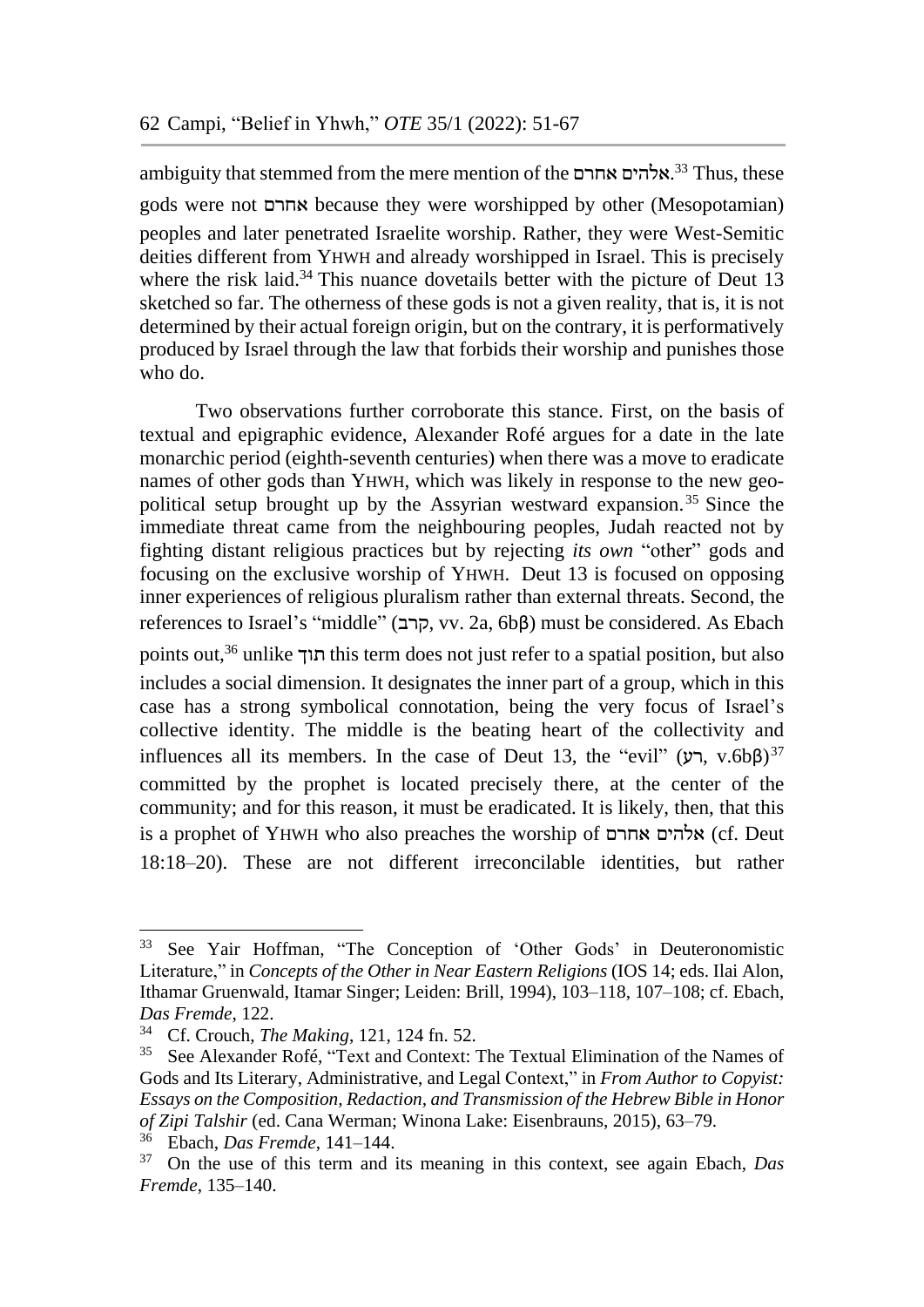ambiguity that stemmed from the mere mention of the אלהים אחרם.[33] Thus, these gods were not אחרם because they were worshipped by other (Mesopotamian) peoples and later penetrated Israelite worship. Rather, they were West-Semitic deities different from YHWH and already worshipped in Israel. This is precisely where the risk laid.[34] This nuance dovetails better with the picture of Deut 13 sketched so far. The otherness of these gods is not a given reality, that is, it is not determined by their actual foreign origin, but on the contrary, it is performatively produced by Israel through the law that forbids their worship and punishes those who do.

Two observations further corroborate this stance. First, on the basis of textual and epigraphic evidence, Alexander Rofé argues for a date in the late monarchic period (eighth-seventh centuries) when there was a move to eradicate names of other gods than YHWH, which was likely in response to the new geopolitical setup brought up by the Assyrian westward expansion.[35] Since the immediate threat came from the neighbouring peoples, Judah reacted not by fighting distant religious practices but by rejecting *its own* "other" gods and focusing on the exclusive worship of YHWH. Deut 13 is focused on opposing inner experiences of religious pluralism rather than external threats. Second, the references to Israel's "middle" (קרב, vv. 2a, 6bβ) must be considered. As Ebach points out,[36] unlike תוך this term does not just refer to a spatial position, but also includes a social dimension. It designates the inner part of a group, which in this case has a strong symbolical connotation, being the very focus of Israel's collective identity. The middle is the beating heart of the collectivity and influences all its members. In the case of Deut 13, the "evil" (רע, v.6bβ)[37] committed by the prophet is located precisely there, at the center of the community; and for this reason, it must be eradicated. It is likely, then, that this is a prophet of YHWH who also preaches the worship of אלהים אחרם (cf. Deut 18:18–20). These are not different irreconcilable identities, but rather

---

[33] See Yair Hoffman, "The Conception of 'Other Gods' in Deuteronomistic Literature," in *Concepts of the Other in Near Eastern Religions* (IOS 14; eds. Ilai Alon, Ithamar Gruenwald, Itamar Singer; Leiden: Brill, 1994), 103–118, 107–108; cf. Ebach, *Das Fremde*, 122.

[34] Cf. Crouch, *The Making*, 121, 124 fn. 52.

[35] See Alexander Rofé, "Text and Context: The Textual Elimination of the Names of Gods and Its Literary, Administrative, and Legal Context," in *From Author to Copyist: Essays on the Composition, Redaction, and Transmission of the Hebrew Bible in Honor of Zipi Talshir* (ed. Cana Werman; Winona Lake: Eisenbrauns, 2015), 63–79.

[36] Ebach, *Das Fremde*, 141–144.

[37] On the use of this term and its meaning in this context, see again Ebach, *Das Fremde*, 135–140.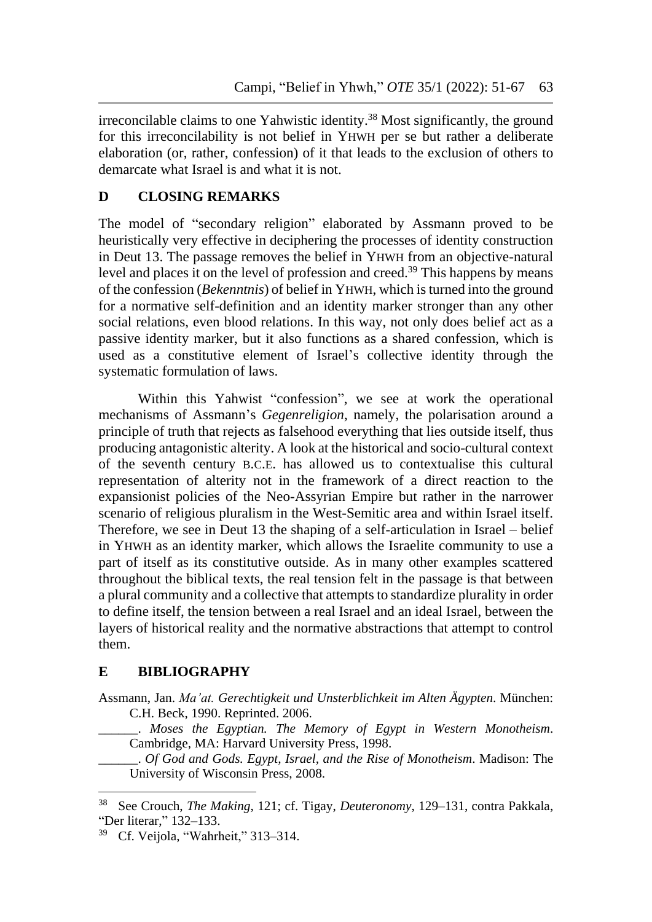irreconcilable claims to one Yahwistic identity.[38] Most significantly, the ground for this irreconcilability is not belief in YHWH per se but rather a deliberate elaboration (or, rather, confession) of it that leads to the exclusion of others to demarcate what Israel is and what it is not.

## D CLOSING REMARKS

The model of "secondary religion" elaborated by Assmann proved to be heuristically very effective in deciphering the processes of identity construction in Deut 13. The passage removes the belief in YHWH from an objective-natural level and places it on the level of profession and creed.[39] This happens by means of the confession (*Bekenntnis*) of belief in YHWH, which is turned into the ground for a normative self-definition and an identity marker stronger than any other social relations, even blood relations. In this way, not only does belief act as a passive identity marker, but it also functions as a shared confession, which is used as a constitutive element of Israel's collective identity through the systematic formulation of laws.

Within this Yahwist "confession", we see at work the operational mechanisms of Assmann's *Gegenreligion*, namely, the polarisation around a principle of truth that rejects as falsehood everything that lies outside itself, thus producing antagonistic alterity. A look at the historical and socio-cultural context of the seventh century B.C.E. has allowed us to contextualise this cultural representation of alterity not in the framework of a direct reaction to the expansionist policies of the Neo-Assyrian Empire but rather in the narrower scenario of religious pluralism in the West-Semitic area and within Israel itself. Therefore, we see in Deut 13 the shaping of a self-articulation in Israel – belief in YHWH as an identity marker, which allows the Israelite community to use a part of itself as its constitutive outside. As in many other examples scattered throughout the biblical texts, the real tension felt in the passage is that between a plural community and a collective that attempts to standardize plurality in order to define itself, the tension between a real Israel and an ideal Israel, between the layers of historical reality and the normative abstractions that attempt to control them.

## E BIBLIOGRAPHY

Assmann, Jan. *Ma'at. Gerechtigkeit und Unsterblichkeit im Alten Ägypten*. München: C.H. Beck, 1990. Reprinted. 2006.

______. *Moses the Egyptian. The Memory of Egypt in Western Monotheism*. Cambridge, MA: Harvard University Press, 1998.

______. *Of God and Gods. Egypt, Israel, and the Rise of Monotheism*. Madison: The University of Wisconsin Press, 2008.

---

[38] See Crouch, *The Making*, 121; cf. Tigay, *Deuteronomy*, 129–131, contra Pakkala, "Der literar," 132–133.

[39] Cf. Veijola, "Wahrheit," 313–314.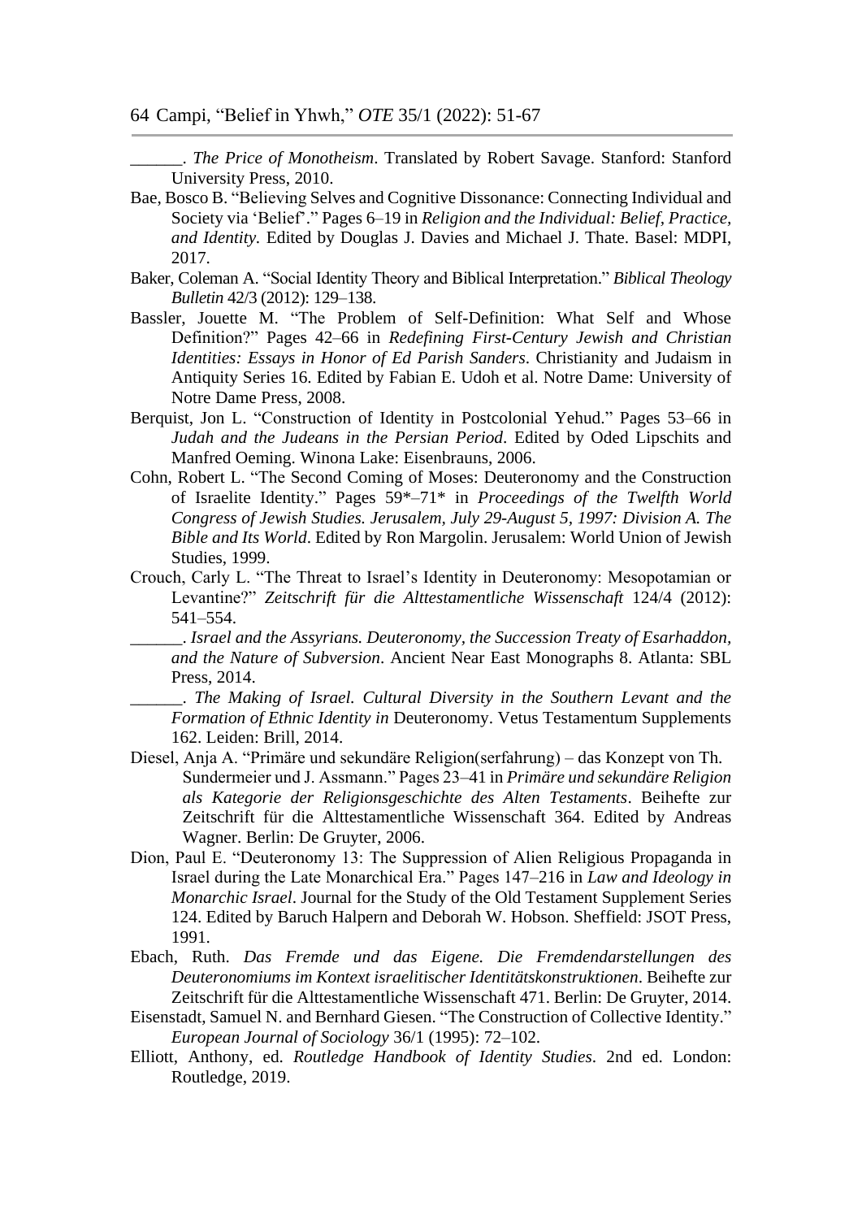\_\_\_\_\_\_. *The Price of Monotheism*. Translated by Robert Savage. Stanford: Stanford University Press, 2010.

Bae, Bosco B. "Believing Selves and Cognitive Dissonance: Connecting Individual and Society via 'Belief'." Pages 6–19 in *Religion and the Individual: Belief, Practice, and Identity*. Edited by Douglas J. Davies and Michael J. Thate. Basel: MDPI, 2017.

Baker, Coleman A. "Social Identity Theory and Biblical Interpretation." *Biblical Theology Bulletin* 42/3 (2012): 129–138.

Bassler, Jouette M. "The Problem of Self-Definition: What Self and Whose Definition?" Pages 42–66 in *Redefining First-Century Jewish and Christian Identities: Essays in Honor of Ed Parish Sanders*. Christianity and Judaism in Antiquity Series 16. Edited by Fabian E. Udoh et al. Notre Dame: University of Notre Dame Press, 2008.

Berquist, Jon L. "Construction of Identity in Postcolonial Yehud." Pages 53–66 in *Judah and the Judeans in the Persian Period*. Edited by Oded Lipschits and Manfred Oeming. Winona Lake: Eisenbrauns, 2006.

Cohn, Robert L. "The Second Coming of Moses: Deuteronomy and the Construction of Israelite Identity." Pages 59*–71* in *Proceedings of the Twelfth World Congress of Jewish Studies. Jerusalem, July 29-August 5, 1997: Division A. The Bible and Its World*. Edited by Ron Margolin. Jerusalem: World Union of Jewish Studies, 1999.

Crouch, Carly L. "The Threat to Israel's Identity in Deuteronomy: Mesopotamian or Levantine?" *Zeitschrift für die Alttestamentliche Wissenschaft* 124/4 (2012): 541–554.

\_\_\_\_\_\_. *Israel and the Assyrians. Deuteronomy, the Succession Treaty of Esarhaddon, and the Nature of Subversion*. Ancient Near East Monographs 8. Atlanta: SBL Press, 2014.

\_\_\_\_\_\_. *The Making of Israel. Cultural Diversity in the Southern Levant and the Formation of Ethnic Identity in* Deuteronomy. Vetus Testamentum Supplements 162. Leiden: Brill, 2014.

Diesel, Anja A. "Primäre und sekundäre Religion(serfahrung) – das Konzept von Th. Sundermeier und J. Assmann." Pages 23–41 in *Primäre und sekundäre Religion als Kategorie der Religionsgeschichte des Alten Testaments*. Beihefte zur Zeitschrift für die Alttestamentliche Wissenschaft 364. Edited by Andreas Wagner. Berlin: De Gruyter, 2006.

Dion, Paul E. "Deuteronomy 13: The Suppression of Alien Religious Propaganda in Israel during the Late Monarchical Era." Pages 147–216 in *Law and Ideology in Monarchic Israel*. Journal for the Study of the Old Testament Supplement Series 124. Edited by Baruch Halpern and Deborah W. Hobson. Sheffield: JSOT Press, 1991.

Ebach, Ruth. *Das Fremde und das Eigene. Die Fremdendarstellungen des Deuteronomiums im Kontext israelitischer Identitätskonstruktionen*. Beihefte zur Zeitschrift für die Alttestamentliche Wissenschaft 471. Berlin: De Gruyter, 2014.

Eisenstadt, Samuel N. and Bernhard Giesen. "The Construction of Collective Identity." *European Journal of Sociology* 36/1 (1995): 72–102.

Elliott, Anthony, ed. *Routledge Handbook of Identity Studies*. 2nd ed. London: Routledge, 2019.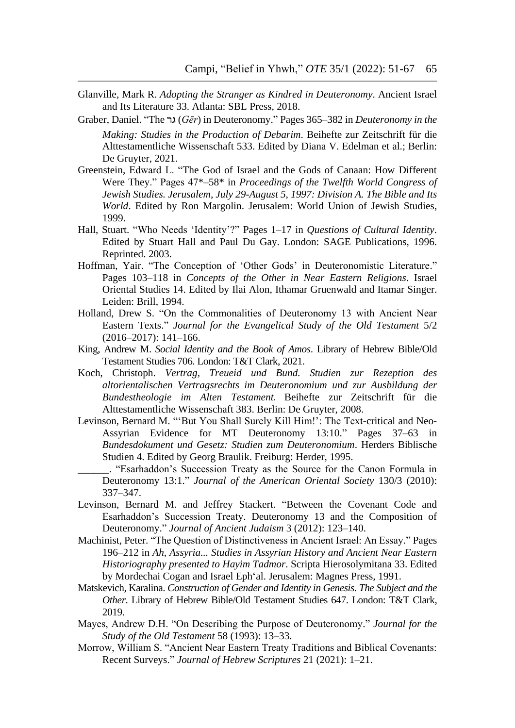Glanville, Mark R. *Adopting the Stranger as Kindred in Deuteronomy*. Ancient Israel and Its Literature 33. Atlanta: SBL Press, 2018.

Graber, Daniel. "The גר (*Gēr*) in Deuteronomy." Pages 365–382 in *Deuteronomy in the Making: Studies in the Production of Debarim*. Beihefte zur Zeitschrift für die Alttestamentliche Wissenschaft 533. Edited by Diana V. Edelman et al.; Berlin: De Gruyter, 2021.

Greenstein, Edward L. "The God of Israel and the Gods of Canaan: How Different Were They." Pages 47*–58* in *Proceedings of the Twelfth World Congress of Jewish Studies. Jerusalem, July 29-August 5, 1997: Division A. The Bible and Its World*. Edited by Ron Margolin. Jerusalem: World Union of Jewish Studies, 1999.

Hall, Stuart. "Who Needs 'Identity'?" Pages 1–17 in *Questions of Cultural Identity*. Edited by Stuart Hall and Paul Du Gay. London: SAGE Publications, 1996. Reprinted. 2003.

Hoffman, Yair. "The Conception of 'Other Gods' in Deuteronomistic Literature." Pages 103–118 in *Concepts of the Other in Near Eastern Religions*. Israel Oriental Studies 14. Edited by Ilai Alon, Ithamar Gruenwald and Itamar Singer. Leiden: Brill, 1994.

Holland, Drew S. "On the Commonalities of Deuteronomy 13 with Ancient Near Eastern Texts." *Journal for the Evangelical Study of the Old Testament* 5/2 (2016–2017): 141–166.

King, Andrew M. *Social Identity and the Book of Amos*. Library of Hebrew Bible/Old Testament Studies 706. London: T&T Clark, 2021.

Koch, Christoph. *Vertrag, Treueid und Bund. Studien zur Rezeption des altorientalischen Vertragsrechts im Deuteronomium und zur Ausbildung der Bundestheologie im Alten Testament.* Beihefte zur Zeitschrift für die Alttestamentliche Wissenschaft 383. Berlin: De Gruyter, 2008.

Levinson, Bernard M. "'But You Shall Surely Kill Him!': The Text-critical and Neo-Assyrian Evidence for MT Deuteronomy 13:10." Pages 37–63 in *Bundesdokument und Gesetz: Studien zum Deuteronomium*. Herders Biblische Studien 4. Edited by Georg Braulik. Freiburg: Herder, 1995.

______. "Esarhaddon's Succession Treaty as the Source for the Canon Formula in Deuteronomy 13:1." *Journal of the American Oriental Society* 130/3 (2010): 337–347.

Levinson, Bernard M. and Jeffrey Stackert. "Between the Covenant Code and Esarhaddon's Succession Treaty. Deuteronomy 13 and the Composition of Deuteronomy." *Journal of Ancient Judaism* 3 (2012): 123–140.

Machinist, Peter. "The Question of Distinctiveness in Ancient Israel: An Essay." Pages 196–212 in *Ah, Assyria... Studies in Assyrian History and Ancient Near Eastern Historiography presented to Hayim Tadmor*. Scripta Hierosolymitana 33. Edited by Mordechai Cogan and Israel Eph'al. Jerusalem: Magnes Press, 1991.

Matskevich, Karalina. *Construction of Gender and Identity in Genesis. The Subject and the Other*. Library of Hebrew Bible/Old Testament Studies 647. London: T&T Clark, 2019.

Mayes, Andrew D.H. "On Describing the Purpose of Deuteronomy." *Journal for the Study of the Old Testament* 58 (1993): 13–33.

Morrow, William S. "Ancient Near Eastern Treaty Traditions and Biblical Covenants: Recent Surveys." *Journal of Hebrew Scriptures* 21 (2021): 1–21.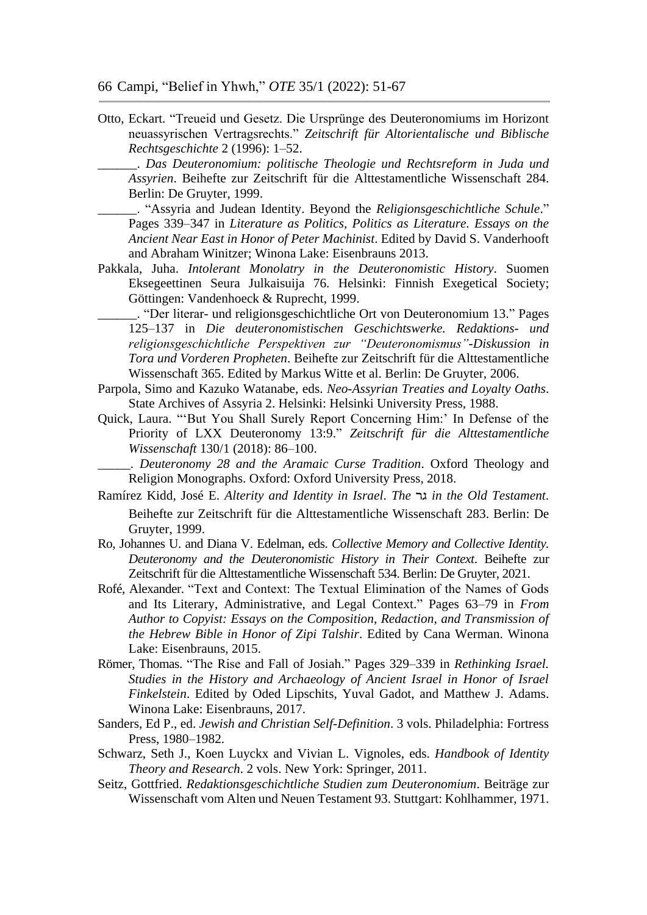Otto, Eckart. "Treueid und Gesetz. Die Ursprünge des Deuteronomiums im Horizont neuassyrischen Vertragsrechts." *Zeitschrift für Altorientalische und Biblische Rechtsgeschichte* 2 (1996): 1–52.

______. *Das Deuteronomium: politische Theologie und Rechtsreform in Juda und Assyrien*. Beihefte zur Zeitschrift für die Alttestamentliche Wissenschaft 284. Berlin: De Gruyter, 1999.

______. "Assyria and Judean Identity. Beyond the *Religionsgeschichtliche Schule*." Pages 339–347 in *Literature as Politics, Politics as Literature. Essays on the Ancient Near East in Honor of Peter Machinist*. Edited by David S. Vanderhooft and Abraham Winitzer; Winona Lake: Eisenbrauns 2013.

Pakkala, Juha. *Intolerant Monolatry in the Deuteronomistic History*. Suomen Eksegeettinen Seura Julkaisuija 76. Helsinki: Finnish Exegetical Society; Göttingen: Vandenhoeck & Ruprecht, 1999.

______. "Der literar- und religionsgeschichtliche Ort von Deuteronomium 13." Pages 125–137 in *Die deuteronomistischen Geschichtswerke. Redaktions- und religionsgeschichtliche Perspektiven zur "Deuteronomismus"-Diskussion in Tora und Vorderen Propheten*. Beihefte zur Zeitschrift für die Alttestamentliche Wissenschaft 365. Edited by Markus Witte et al. Berlin: De Gruyter, 2006.

Parpola, Simo and Kazuko Watanabe, eds. *Neo-Assyrian Treaties and Loyalty Oaths*. State Archives of Assyria 2. Helsinki: Helsinki University Press, 1988.

Quick, Laura. "'But You Shall Surely Report Concerning Him:' In Defense of the Priority of LXX Deuteronomy 13:9." *Zeitschrift für die Alttestamentliche Wissenschaft* 130/1 (2018): 86–100.

_____. *Deuteronomy 28 and the Aramaic Curse Tradition*. Oxford Theology and Religion Monographs. Oxford: Oxford University Press, 2018.

Ramírez Kidd, José E. *Alterity and Identity in Israel. The* גר *in the Old Testament*. Beihefte zur Zeitschrift für die Alttestamentliche Wissenschaft 283. Berlin: De Gruyter, 1999.

Ro, Johannes U. and Diana V. Edelman, eds. *Collective Memory and Collective Identity. Deuteronomy and the Deuteronomistic History in Their Context*. Beihefte zur Zeitschrift für die Alttestamentliche Wissenschaft 534. Berlin: De Gruyter, 2021.

Rofé, Alexander. "Text and Context: The Textual Elimination of the Names of Gods and Its Literary, Administrative, and Legal Context." Pages 63–79 in *From Author to Copyist: Essays on the Composition, Redaction, and Transmission of the Hebrew Bible in Honor of Zipi Talshir*. Edited by Cana Werman. Winona Lake: Eisenbrauns, 2015.

Römer, Thomas. "The Rise and Fall of Josiah." Pages 329–339 in *Rethinking Israel. Studies in the History and Archaeology of Ancient Israel in Honor of Israel Finkelstein*. Edited by Oded Lipschits, Yuval Gadot, and Matthew J. Adams. Winona Lake: Eisenbrauns, 2017.

Sanders, Ed P., ed. *Jewish and Christian Self-Definition*. 3 vols. Philadelphia: Fortress Press, 1980–1982.

Schwarz, Seth J., Koen Luyckx and Vivian L. Vignoles, eds. *Handbook of Identity Theory and Research*. 2 vols. New York: Springer, 2011.

Seitz, Gottfried. *Redaktionsgeschichtliche Studien zum Deuteronomium*. Beiträge zur Wissenschaft vom Alten und Neuen Testament 93. Stuttgart: Kohlhammer, 1971.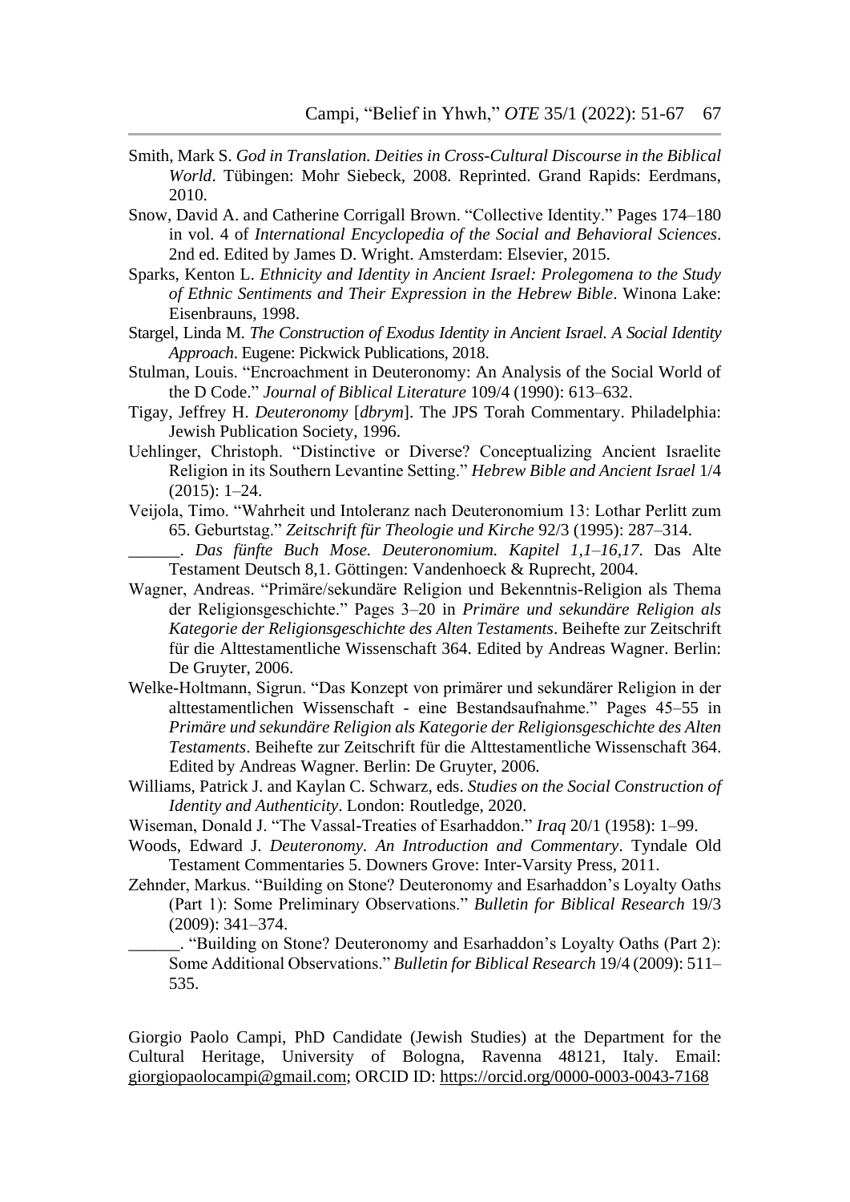Smith, Mark S. *God in Translation. Deities in Cross-Cultural Discourse in the Biblical World*. Tübingen: Mohr Siebeck, 2008. Reprinted. Grand Rapids: Eerdmans, 2010.

Snow, David A. and Catherine Corrigall Brown. "Collective Identity." Pages 174–180 in vol. 4 of *International Encyclopedia of the Social and Behavioral Sciences*. 2nd ed. Edited by James D. Wright. Amsterdam: Elsevier, 2015.

Sparks, Kenton L. *Ethnicity and Identity in Ancient Israel: Prolegomena to the Study of Ethnic Sentiments and Their Expression in the Hebrew Bible*. Winona Lake: Eisenbrauns, 1998.

Stargel, Linda M. *The Construction of Exodus Identity in Ancient Israel. A Social Identity Approach*. Eugene: Pickwick Publications, 2018.

Stulman, Louis. "Encroachment in Deuteronomy: An Analysis of the Social World of the D Code." *Journal of Biblical Literature* 109/4 (1990): 613–632.

Tigay, Jeffrey H. *Deuteronomy* [*dbrym*]. The JPS Torah Commentary. Philadelphia: Jewish Publication Society, 1996.

Uehlinger, Christoph. "Distinctive or Diverse? Conceptualizing Ancient Israelite Religion in its Southern Levantine Setting." *Hebrew Bible and Ancient Israel* 1/4 (2015): 1–24.

Veijola, Timo. "Wahrheit und Intoleranz nach Deuteronomium 13: Lothar Perlitt zum 65. Geburtstag." *Zeitschrift für Theologie und Kirche* 92/3 (1995): 287–314.

______. *Das fünfte Buch Mose. Deuteronomium. Kapitel 1,1–16,17*. Das Alte Testament Deutsch 8,1. Göttingen: Vandenhoeck & Ruprecht, 2004.

Wagner, Andreas. "Primäre/sekundäre Religion und Bekenntnis-Religion als Thema der Religionsgeschichte." Pages 3–20 in *Primäre und sekundäre Religion als Kategorie der Religionsgeschichte des Alten Testaments*. Beihefte zur Zeitschrift für die Alttestamentliche Wissenschaft 364. Edited by Andreas Wagner. Berlin: De Gruyter, 2006.

Welke-Holtmann, Sigrun. "Das Konzept von primärer und sekundärer Religion in der alttestamentlichen Wissenschaft - eine Bestandsaufnahme." Pages 45–55 in *Primäre und sekundäre Religion als Kategorie der Religionsgeschichte des Alten Testaments*. Beihefte zur Zeitschrift für die Alttestamentliche Wissenschaft 364. Edited by Andreas Wagner. Berlin: De Gruyter, 2006.

Williams, Patrick J. and Kaylan C. Schwarz, eds. *Studies on the Social Construction of Identity and Authenticity*. London: Routledge, 2020.

Wiseman, Donald J. "The Vassal-Treaties of Esarhaddon." *Iraq* 20/1 (1958): 1–99.

Woods, Edward J. *Deuteronomy. An Introduction and Commentary*. Tyndale Old Testament Commentaries 5. Downers Grove: Inter-Varsity Press, 2011.

Zehnder, Markus. "Building on Stone? Deuteronomy and Esarhaddon's Loyalty Oaths (Part 1): Some Preliminary Observations." *Bulletin for Biblical Research* 19/3 (2009): 341–374.

______. "Building on Stone? Deuteronomy and Esarhaddon's Loyalty Oaths (Part 2): Some Additional Observations." *Bulletin for Biblical Research* 19/4 (2009): 511–535.

Giorgio Paolo Campi, PhD Candidate (Jewish Studies) at the Department for the Cultural Heritage, University of Bologna, Ravenna 48121, Italy. Email: giorgiopaolocampi@gmail.com; ORCID ID: https://orcid.org/0000-0003-0043-7168